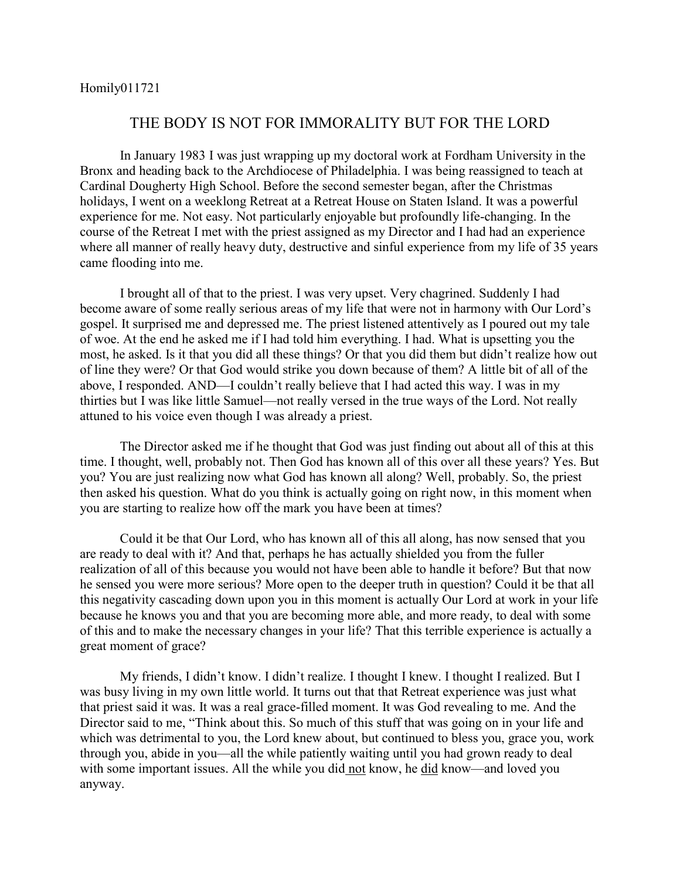Homily011721

# THE BODY IS NOT FOR IMMORALITY BUT FOR THE LORD

In January 1983 I was just wrapping up my doctoral work at Fordham University in the Bronx and heading back to the Archdiocese of Philadelphia. I was being reassigned to teach at Cardinal Dougherty High School. Before the second semester began, after the Christmas holidays, I went on a weeklong Retreat at a Retreat House on Staten Island. It was a powerful experience for me. Not easy. Not particularly enjoyable but profoundly life-changing. In the course of the Retreat I met with the priest assigned as my Director and I had had an experience where all manner of really heavy duty, destructive and sinful experience from my life of 35 years came flooding into me.

I brought all of that to the priest. I was very upset. Very chagrined. Suddenly I had become aware of some really serious areas of my life that were not in harmony with Our Lord's gospel. It surprised me and depressed me. The priest listened attentively as I poured out my tale of woe. At the end he asked me if I had told him everything. I had. What is upsetting you the most, he asked. Is it that you did all these things? Or that you did them but didn't realize how out of line they were? Or that God would strike you down because of them? A little bit of all of the above, I responded. AND—I couldn't really believe that I had acted this way. I was in my thirties but I was like little Samuel—not really versed in the true ways of the Lord. Not really attuned to his voice even though I was already a priest.

The Director asked me if he thought that God was just finding out about all of this at this time. I thought, well, probably not. Then God has known all of this over all these years? Yes. But you? You are just realizing now what God has known all along? Well, probably. So, the priest then asked his question. What do you think is actually going on right now, in this moment when you are starting to realize how off the mark you have been at times?

Could it be that Our Lord, who has known all of this all along, has now sensed that you are ready to deal with it? And that, perhaps he has actually shielded you from the fuller realization of all of this because you would not have been able to handle it before? But that now he sensed you were more serious? More open to the deeper truth in question? Could it be that all this negativity cascading down upon you in this moment is actually Our Lord at work in your life because he knows you and that you are becoming more able, and more ready, to deal with some of this and to make the necessary changes in your life? That this terrible experience is actually a great moment of grace?

My friends, I didn't know. I didn't realize. I thought I knew. I thought I realized. But I was busy living in my own little world. It turns out that that Retreat experience was just what that priest said it was. It was a real grace-filled moment. It was God revealing to me. And the Director said to me, "Think about this. So much of this stuff that was going on in your life and which was detrimental to you, the Lord knew about, but continued to bless you, grace you, work through you, abide in you—all the while patiently waiting until you had grown ready to deal with some important issues. All the while you did <u>not</u> know, he <u>did</u> know—and loved you anyway.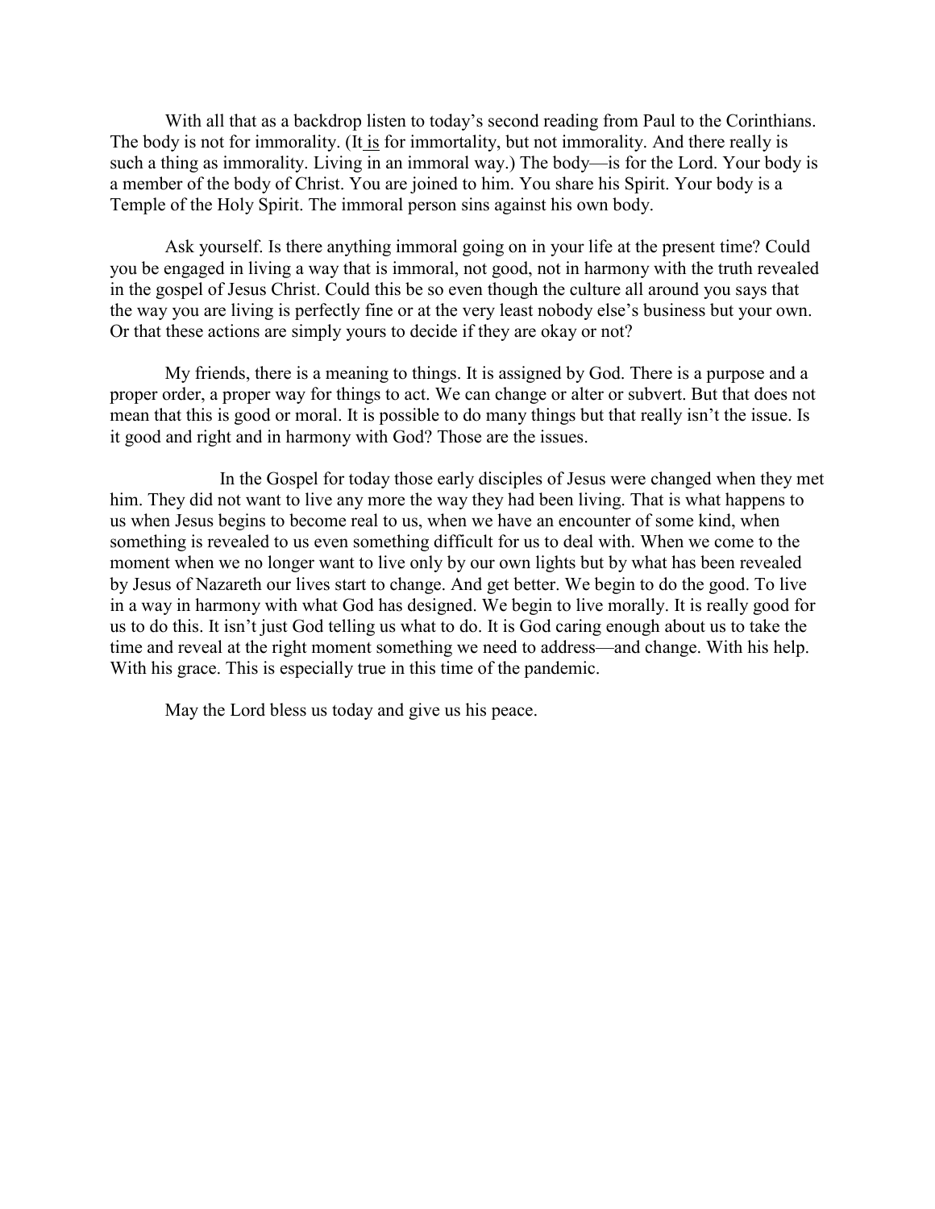With all that as a backdrop listen to today's second reading from Paul to the Corinthians. The body is not for immorality. (It is for immortality, but not immorality. And there really is such a thing as immorality. Living in an immoral way.) The body—is for the Lord. Your body is a member of the body of Christ. You are joined to him. You share his Spirit. Your body is a Temple of the Holy Spirit. The immoral person sins against his own body.

Ask yourself. Is there anything immoral going on in your life at the present time? Could you be engaged in living a way that is immoral, not good, not in harmony with the truth revealed in the gospel of Jesus Christ. Could this be so even though the culture all around you says that the way you are living is perfectly fine or at the very least nobody else's business but your own. Or that these actions are simply yours to decide if they are okay or not?

My friends, there is a meaning to things. It is assigned by God. There is a purpose and a proper order, a proper way for things to act. We can change or alter or subvert. But that does not mean that this is good or moral. It is possible to do many things but that really isn't the issue. Is it good and right and in harmony with God? Those are the issues.

In the Gospel for today those early disciples of Jesus were changed when they met him. They did not want to live any more the way they had been living. That is what happens to us when Jesus begins to become real to us, when we have an encounter of some kind, when something is revealed to us even something difficult for us to deal with. When we come to the moment when we no longer want to live only by our own lights but by what has been revealed by Jesus of Nazareth our lives start to change. And get better. We begin to do the good. To live in a way in harmony with what God has designed. We begin to live morally. It is really good for us to do this. It isn't just God telling us what to do. It is God caring enough about us to take the time and reveal at the right moment something we need to address—and change. With his help. With his grace. This is especially true in this time of the pandemic.

May the Lord bless us today and give us his peace.